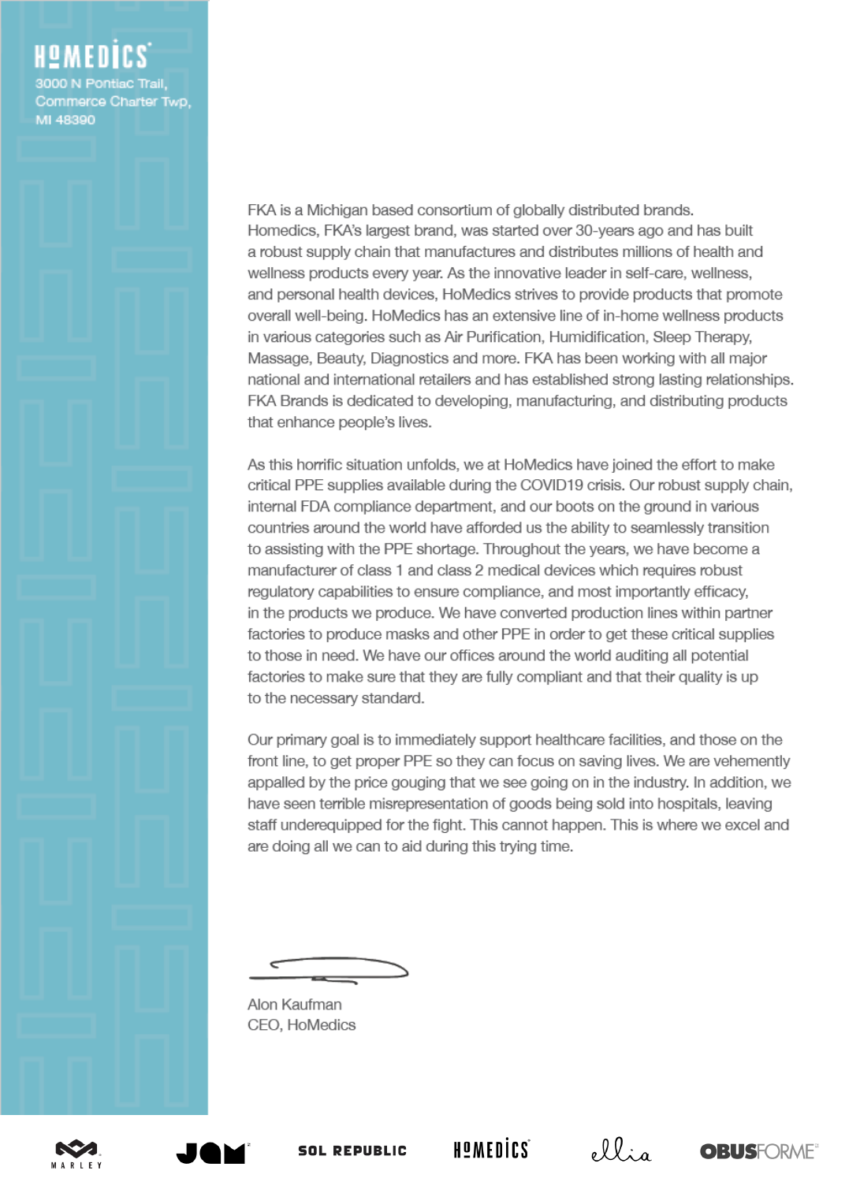HOMEDICS
3000 N Pontiac Trail,
Commerce Charter Twp,
MI 48390

FKA is a Michigan based consortium of globally distributed brands. Homedics, FKA's largest brand, was started over 30-years ago and has built a robust supply chain that manufactures and distributes millions of health and wellness products every year. As the innovative leader in self-care, wellness, and personal health devices, HoMedics strives to provide products that promote overall well-being. HoMedics has an extensive line of in-home wellness products in various categories such as Air Purification, Humidification, Sleep Therapy, Massage, Beauty, Diagnostics and more. FKA has been working with all major national and international retailers and has established strong lasting relationships. FKA Brands is dedicated to developing, manufacturing, and distributing products that enhance people's lives.

As this horrific situation unfolds, we at HoMedics have joined the effort to make critical PPE supplies available during the COVID19 crisis. Our robust supply chain, internal FDA compliance department, and our boots on the ground in various countries around the world have afforded us the ability to seamlessly transition to assisting with the PPE shortage. Throughout the years, we have become a manufacturer of class 1 and class 2 medical devices which requires robust regulatory capabilities to ensure compliance, and most importantly efficacy, in the products we produce. We have converted production lines within partner factories to produce masks and other PPE in order to get these critical supplies to those in need. We have our offices around the world auditing all potential factories to make sure that they are fully compliant and that their quality is up to the necessary standard.

Our primary goal is to immediately support healthcare facilities, and those on the front line, to get proper PPE so they can focus on saving lives. We are vehemently appalled by the price gouging that we see going on in the industry. In addition, we have seen terrible misrepresentation of goods being sold into hospitals, leaving staff underequipped for the fight. This cannot happen. This is where we excel and are doing all we can to aid during this trying time.

Alon Kaufman
CEO, HoMedics

MARLEY | JAM | SOL REPUBLIC | HOMEDICS | ellia | OBUSFORME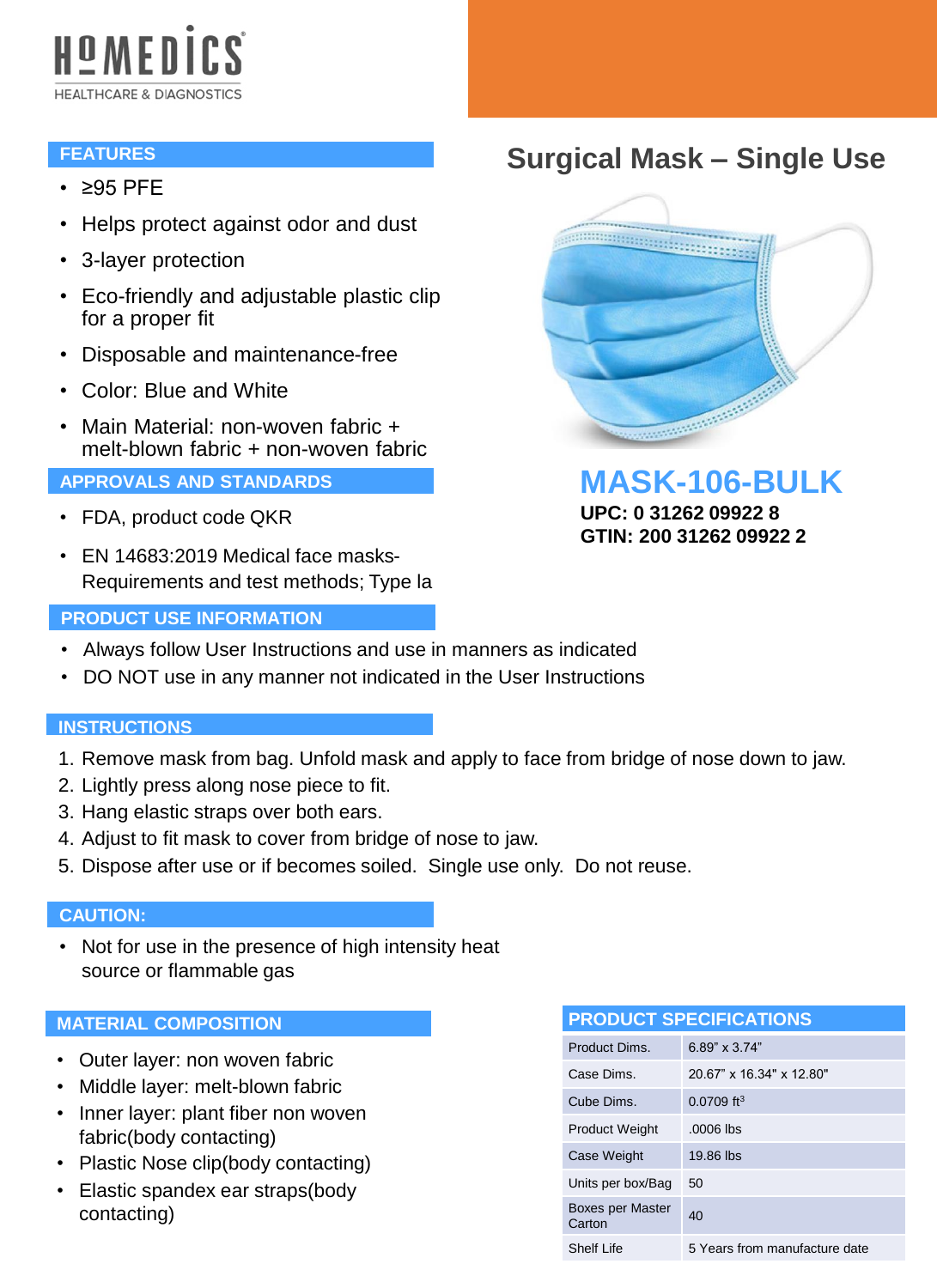HOMEDICS
HEALTHCARE & DIAGNOSTICS

# Surgical Mask – Single Use

## MASK-106-BULK

**UPC: 0 31262 09922 8**
**GTIN: 200 31262 09922 2**

## FEATURES

- ≥95 PFE
- Helps protect against odor and dust
- 3-layer protection
- Eco-friendly and adjustable plastic clip for a proper fit
- Disposable and maintenance-free
- Color: Blue and White
- Main Material: non-woven fabric + melt-blown fabric + non-woven fabric

## APPROVALS AND STANDARDS

- FDA, product code QKR
- EN 14683:2019 Medical face masks- Requirements and test methods; Type la

## PRODUCT USE INFORMATION

- Always follow User Instructions and use in manners as indicated
- DO NOT use in any manner not indicated in the User Instructions

## INSTRUCTIONS

1. Remove mask from bag. Unfold mask and apply to face from bridge of nose down to jaw.
2. Lightly press along nose piece to fit.
3. Hang elastic straps over both ears.
4. Adjust to fit mask to cover from bridge of nose to jaw.
5. Dispose after use or if becomes soiled. Single use only. Do not reuse.

## CAUTION:

- Not for use in the presence of high intensity heat source or flammable gas

## MATERIAL COMPOSITION

- Outer layer: non woven fabric
- Middle layer: melt-blown fabric
- Inner layer: plant fiber non woven fabric(body contacting)
- Plastic Nose clip(body contacting)
- Elastic spandex ear straps(body contacting)

## PRODUCT SPECIFICATIONS

| | |
|---|---|
| Product Dims. | 6.89" x 3.74" |
| Case Dims. | 20.67" x 16.34" x 12.80" |
| Cube Dims. | 0.0709 $ft^3$ |
| Product Weight | .0006 lbs |
| Case Weight | 19.86 lbs |
| Units per box/Bag | 50 |
| Boxes per Master Carton | 40 |
| Shelf Life | 5 Years from manufacture date |